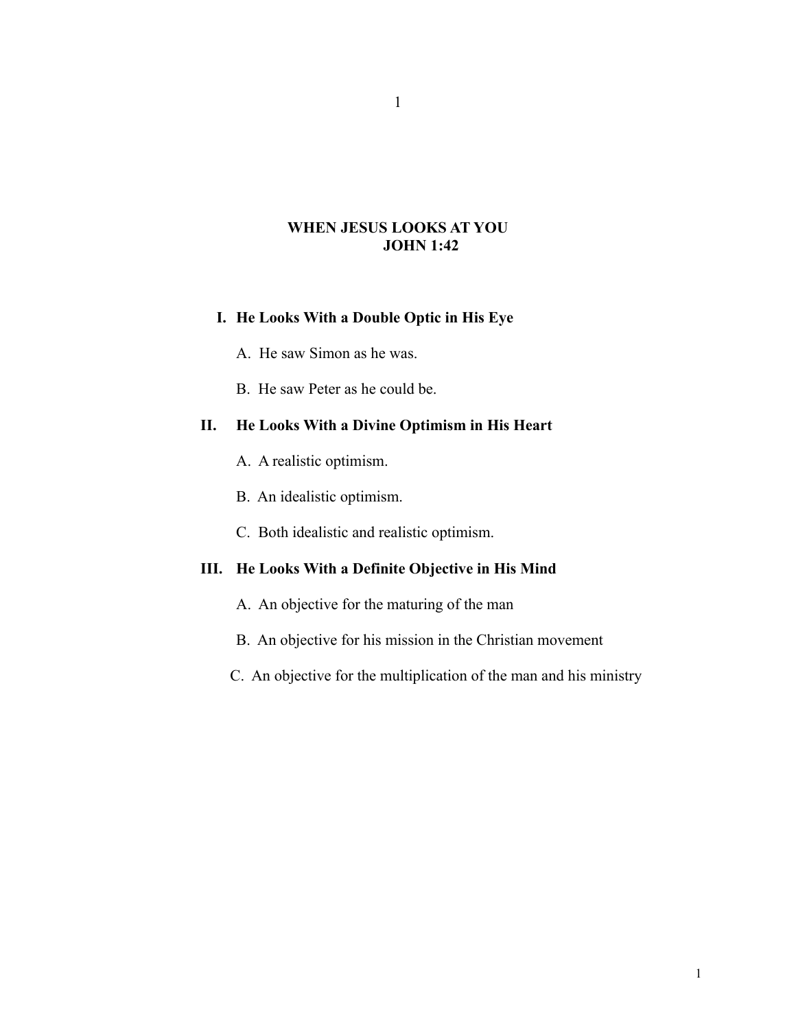# WHEN JESUS LOOKS AT YOU
## JOHN 1:42

**I. He Looks With a Double Optic in His Eye**

A. He saw Simon as he was.

B. He saw Peter as he could be.

**II. He Looks With a Divine Optimism in His Heart**

A. A realistic optimism.

B. An idealistic optimism.

C. Both idealistic and realistic optimism.

**III. He Looks With a Definite Objective in His Mind**

A. An objective for the maturing of the man

B. An objective for his mission in the Christian movement

C. An objective for the multiplication of the man and his ministry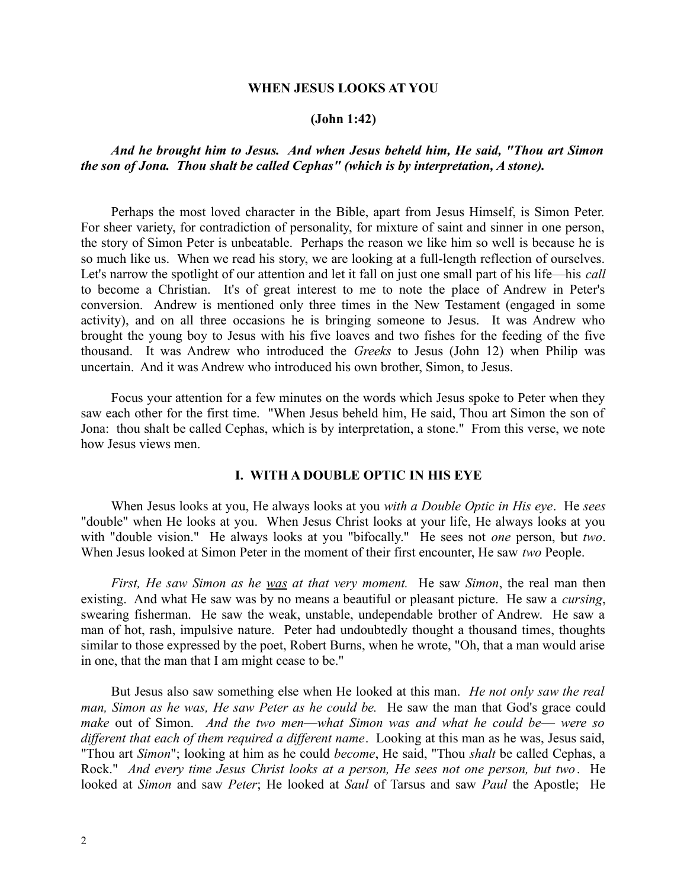**WHEN JESUS LOOKS AT YOU**

**(John 1:42)**

***And he brought him to Jesus. And when Jesus beheld him, He said, "Thou art Simon the son of Jona. Thou shalt be called Cephas" (which is by interpretation, A stone).***

Perhaps the most loved character in the Bible, apart from Jesus Himself, is Simon Peter. For sheer variety, for contradiction of personality, for mixture of saint and sinner in one person, the story of Simon Peter is unbeatable. Perhaps the reason we like him so well is because he is so much like us. When we read his story, we are looking at a full-length reflection of ourselves. Let's narrow the spotlight of our attention and let it fall on just one small part of his life—his *call* to become a Christian. It's of great interest to me to note the place of Andrew in Peter's conversion. Andrew is mentioned only three times in the New Testament (engaged in some activity), and on all three occasions he is bringing someone to Jesus. It was Andrew who brought the young boy to Jesus with his five loaves and two fishes for the feeding of the five thousand. It was Andrew who introduced the *Greeks* to Jesus (John 12) when Philip was uncertain. And it was Andrew who introduced his own brother, Simon, to Jesus.

Focus your attention for a few minutes on the words which Jesus spoke to Peter when they saw each other for the first time. "When Jesus beheld him, He said, Thou art Simon the son of Jona: thou shalt be called Cephas, which is by interpretation, a stone." From this verse, we note how Jesus views men.

**I. WITH A DOUBLE OPTIC IN HIS EYE**

When Jesus looks at you, He always looks at you *with a Double Optic in His eye*. He *sees* "double" when He looks at you. When Jesus Christ looks at your life, He always looks at you with "double vision." He always looks at you "bifocally." He sees not *one* person, but *two*. When Jesus looked at Simon Peter in the moment of their first encounter, He saw *two* People.

*First, He saw Simon as he <u>was</u> at that very moment.* He saw *Simon*, the real man then existing. And what He saw was by no means a beautiful or pleasant picture. He saw a *cursing*, swearing fisherman. He saw the weak, unstable, undependable brother of Andrew. He saw a man of hot, rash, impulsive nature. Peter had undoubtedly thought a thousand times, thoughts similar to those expressed by the poet, Robert Burns, when he wrote, "Oh, that a man would arise in one, that the man that I am might cease to be."

But Jesus also saw something else when He looked at this man. *He not only saw the real man, Simon as he was, He saw Peter as he could be.* He saw the man that God's grace could *make* out of Simon. *And the two men—what Simon was and what he could be— were so different that each of them required a different name*. Looking at this man as he was, Jesus said, "Thou art *Simon*"; looking at him as he could *become*, He said, "Thou *shalt* be called Cephas, a Rock." *And every time Jesus Christ looks at a person, He sees not one person, but two*. He looked at *Simon* and saw *Peter*; He looked at *Saul* of Tarsus and saw *Paul* the Apostle; He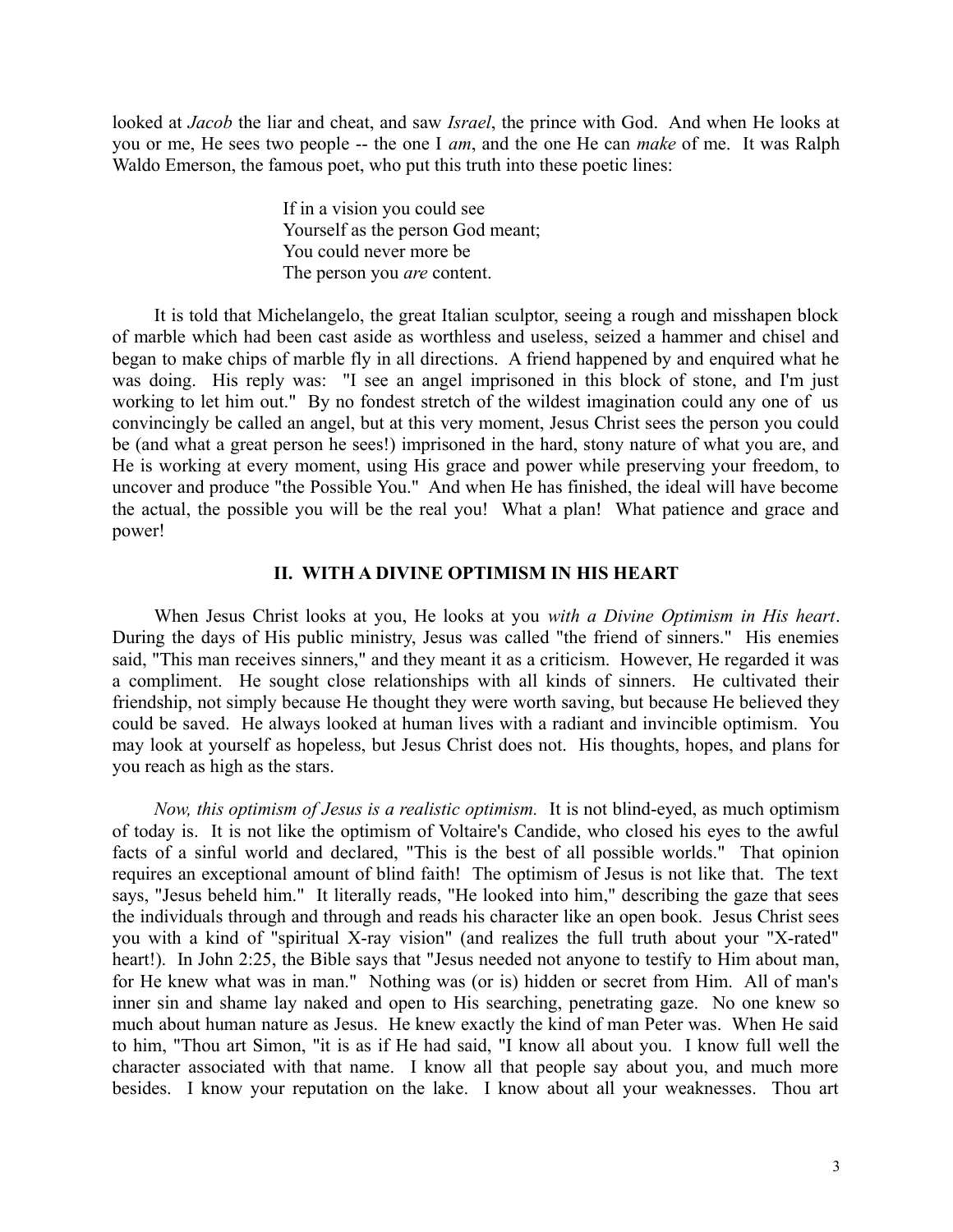looked at *Jacob* the liar and cheat, and saw *Israel*, the prince with God. And when He looks at you or me, He sees two people -- the one I *am*, and the one He can *make* of me. It was Ralph Waldo Emerson, the famous poet, who put this truth into these poetic lines:

> If in a vision you could see
> Yourself as the person God meant;
> You could never more be
> The person you *are* content.

It is told that Michelangelo, the great Italian sculptor, seeing a rough and misshapen block of marble which had been cast aside as worthless and useless, seized a hammer and chisel and began to make chips of marble fly in all directions. A friend happened by and enquired what he was doing. His reply was: "I see an angel imprisoned in this block of stone, and I'm just working to let him out." By no fondest stretch of the wildest imagination could any one of us convincingly be called an angel, but at this very moment, Jesus Christ sees the person you could be (and what a great person he sees!) imprisoned in the hard, stony nature of what you are, and He is working at every moment, using His grace and power while preserving your freedom, to uncover and produce "the Possible You." And when He has finished, the ideal will have become the actual, the possible you will be the real you! What a plan! What patience and grace and power!

## II. WITH A DIVINE OPTIMISM IN HIS HEART

When Jesus Christ looks at you, He looks at you *with a Divine Optimism in His heart*. During the days of His public ministry, Jesus was called "the friend of sinners." His enemies said, "This man receives sinners," and they meant it as a criticism. However, He regarded it was a compliment. He sought close relationships with all kinds of sinners. He cultivated their friendship, not simply because He thought they were worth saving, but because He believed they could be saved. He always looked at human lives with a radiant and invincible optimism. You may look at yourself as hopeless, but Jesus Christ does not. His thoughts, hopes, and plans for you reach as high as the stars.

*Now, this optimism of Jesus is a realistic optimism.* It is not blind-eyed, as much optimism of today is. It is not like the optimism of Voltaire's Candide, who closed his eyes to the awful facts of a sinful world and declared, "This is the best of all possible worlds." That opinion requires an exceptional amount of blind faith! The optimism of Jesus is not like that. The text says, "Jesus beheld him." It literally reads, "He looked into him," describing the gaze that sees the individuals through and through and reads his character like an open book. Jesus Christ sees you with a kind of "spiritual X-ray vision" (and realizes the full truth about your "X-rated" heart!). In John 2:25, the Bible says that "Jesus needed not anyone to testify to Him about man, for He knew what was in man." Nothing was (or is) hidden or secret from Him. All of man's inner sin and shame lay naked and open to His searching, penetrating gaze. No one knew so much about human nature as Jesus. He knew exactly the kind of man Peter was. When He said to him, "Thou art Simon, "it is as if He had said, "I know all about you. I know full well the character associated with that name. I know all that people say about you, and much more besides. I know your reputation on the lake. I know about all your weaknesses. Thou art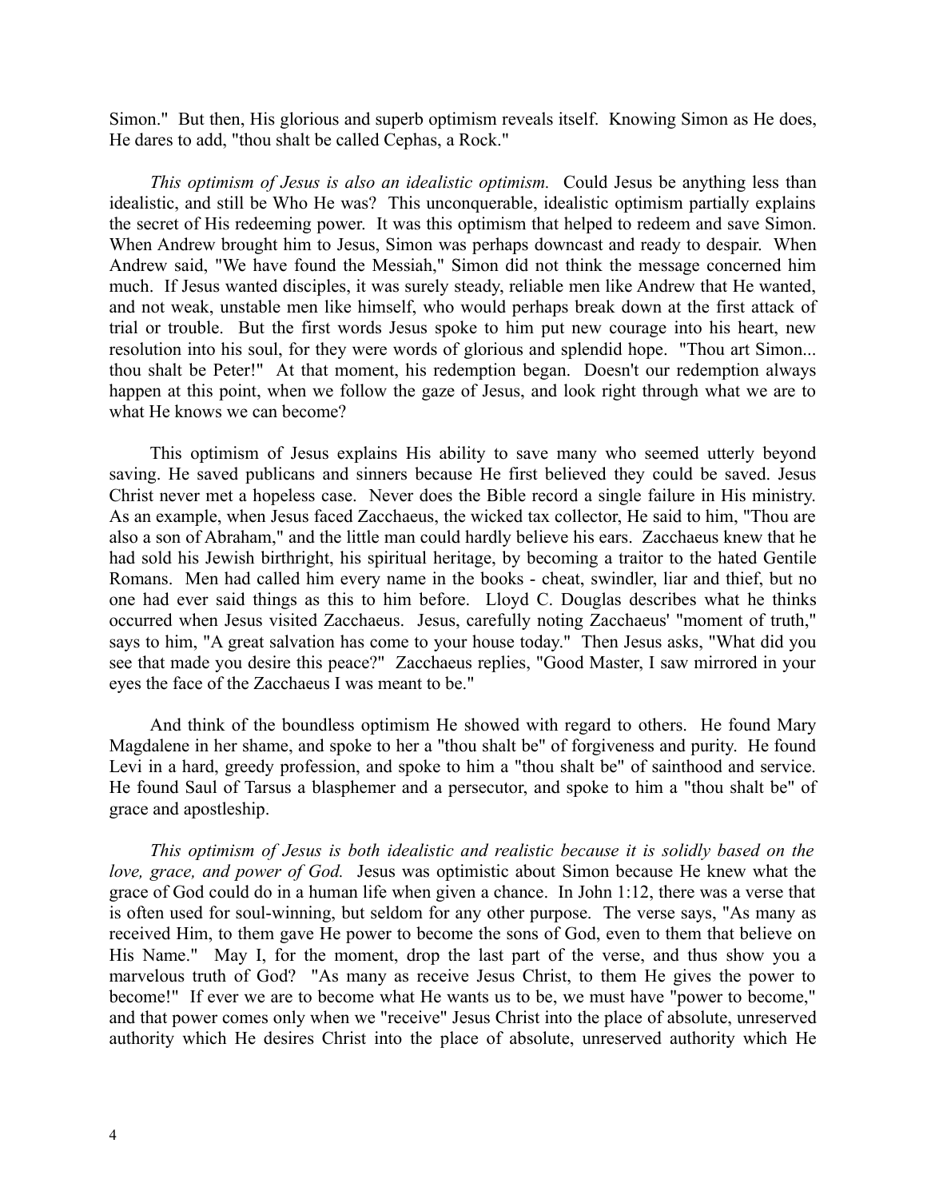Simon." But then, His glorious and superb optimism reveals itself. Knowing Simon as He does, He dares to add, "thou shalt be called Cephas, a Rock."

*This optimism of Jesus is also an idealistic optimism.* Could Jesus be anything less than idealistic, and still be Who He was? This unconquerable, idealistic optimism partially explains the secret of His redeeming power. It was this optimism that helped to redeem and save Simon. When Andrew brought him to Jesus, Simon was perhaps downcast and ready to despair. When Andrew said, "We have found the Messiah," Simon did not think the message concerned him much. If Jesus wanted disciples, it was surely steady, reliable men like Andrew that He wanted, and not weak, unstable men like himself, who would perhaps break down at the first attack of trial or trouble. But the first words Jesus spoke to him put new courage into his heart, new resolution into his soul, for they were words of glorious and splendid hope. "Thou art Simon... thou shalt be Peter!" At that moment, his redemption began. Doesn't our redemption always happen at this point, when we follow the gaze of Jesus, and look right through what we are to what He knows we can become?

This optimism of Jesus explains His ability to save many who seemed utterly beyond saving. He saved publicans and sinners because He first believed they could be saved. Jesus Christ never met a hopeless case. Never does the Bible record a single failure in His ministry. As an example, when Jesus faced Zacchaeus, the wicked tax collector, He said to him, "Thou are also a son of Abraham," and the little man could hardly believe his ears. Zacchaeus knew that he had sold his Jewish birthright, his spiritual heritage, by becoming a traitor to the hated Gentile Romans. Men had called him every name in the books - cheat, swindler, liar and thief, but no one had ever said things as this to him before. Lloyd C. Douglas describes what he thinks occurred when Jesus visited Zacchaeus. Jesus, carefully noting Zacchaeus' "moment of truth," says to him, "A great salvation has come to your house today." Then Jesus asks, "What did you see that made you desire this peace?" Zacchaeus replies, "Good Master, I saw mirrored in your eyes the face of the Zacchaeus I was meant to be."

And think of the boundless optimism He showed with regard to others. He found Mary Magdalene in her shame, and spoke to her a "thou shalt be" of forgiveness and purity. He found Levi in a hard, greedy profession, and spoke to him a "thou shalt be" of sainthood and service. He found Saul of Tarsus a blasphemer and a persecutor, and spoke to him a "thou shalt be" of grace and apostleship.

*This optimism of Jesus is both idealistic and realistic because it is solidly based on the love, grace, and power of God.* Jesus was optimistic about Simon because He knew what the grace of God could do in a human life when given a chance. In John 1:12, there was a verse that is often used for soul-winning, but seldom for any other purpose. The verse says, "As many as received Him, to them gave He power to become the sons of God, even to them that believe on His Name." May I, for the moment, drop the last part of the verse, and thus show you a marvelous truth of God? "As many as receive Jesus Christ, to them He gives the power to become!" If ever we are to become what He wants us to be, we must have "power to become," and that power comes only when we "receive" Jesus Christ into the place of absolute, unreserved authority which He desires Christ into the place of absolute, unreserved authority which He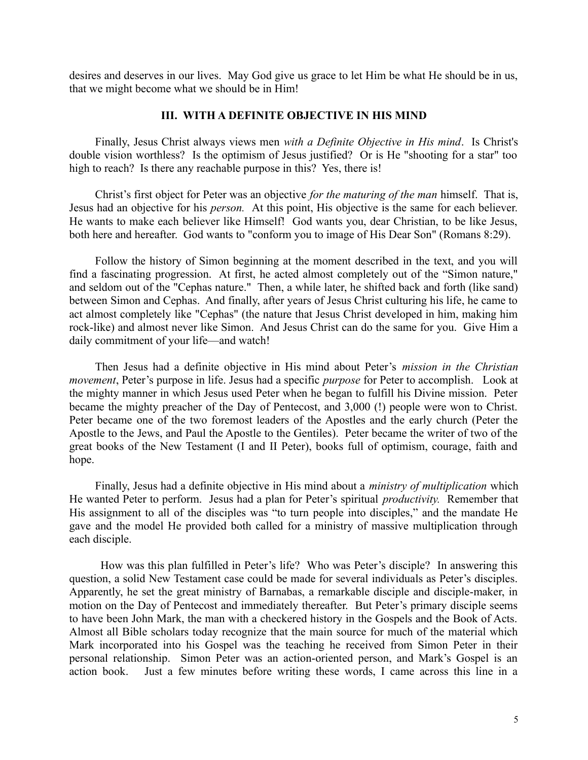desires and deserves in our lives. May God give us grace to let Him be what He should be in us, that we might become what we should be in Him!

### III. WITH A DEFINITE OBJECTIVE IN HIS MIND

Finally, Jesus Christ always views men *with a Definite Objective in His mind*. Is Christ's double vision worthless? Is the optimism of Jesus justified? Or is He "shooting for a star" too high to reach? Is there any reachable purpose in this? Yes, there is!

Christ's first object for Peter was an objective *for the maturing of the man* himself. That is, Jesus had an objective for his *person.* At this point, His objective is the same for each believer. He wants to make each believer like Himself! God wants you, dear Christian, to be like Jesus, both here and hereafter. God wants to "conform you to image of His Dear Son" (Romans 8:29).

Follow the history of Simon beginning at the moment described in the text, and you will find a fascinating progression. At first, he acted almost completely out of the "Simon nature," and seldom out of the "Cephas nature." Then, a while later, he shifted back and forth (like sand) between Simon and Cephas. And finally, after years of Jesus Christ culturing his life, he came to act almost completely like "Cephas" (the nature that Jesus Christ developed in him, making him rock-like) and almost never like Simon. And Jesus Christ can do the same for you. Give Him a daily commitment of your life—and watch!

Then Jesus had a definite objective in His mind about Peter's *mission in the Christian movement*, Peter's purpose in life. Jesus had a specific *purpose* for Peter to accomplish. Look at the mighty manner in which Jesus used Peter when he began to fulfill his Divine mission. Peter became the mighty preacher of the Day of Pentecost, and 3,000 (!) people were won to Christ. Peter became one of the two foremost leaders of the Apostles and the early church (Peter the Apostle to the Jews, and Paul the Apostle to the Gentiles). Peter became the writer of two of the great books of the New Testament (I and II Peter), books full of optimism, courage, faith and hope.

Finally, Jesus had a definite objective in His mind about a *ministry of multiplication* which He wanted Peter to perform. Jesus had a plan for Peter's spiritual *productivity.* Remember that His assignment to all of the disciples was "to turn people into disciples," and the mandate He gave and the model He provided both called for a ministry of massive multiplication through each disciple.

How was this plan fulfilled in Peter's life? Who was Peter's disciple? In answering this question, a solid New Testament case could be made for several individuals as Peter's disciples. Apparently, he set the great ministry of Barnabas, a remarkable disciple and disciple-maker, in motion on the Day of Pentecost and immediately thereafter. But Peter's primary disciple seems to have been John Mark, the man with a checkered history in the Gospels and the Book of Acts. Almost all Bible scholars today recognize that the main source for much of the material which Mark incorporated into his Gospel was the teaching he received from Simon Peter in their personal relationship. Simon Peter was an action-oriented person, and Mark's Gospel is an action book. Just a few minutes before writing these words, I came across this line in a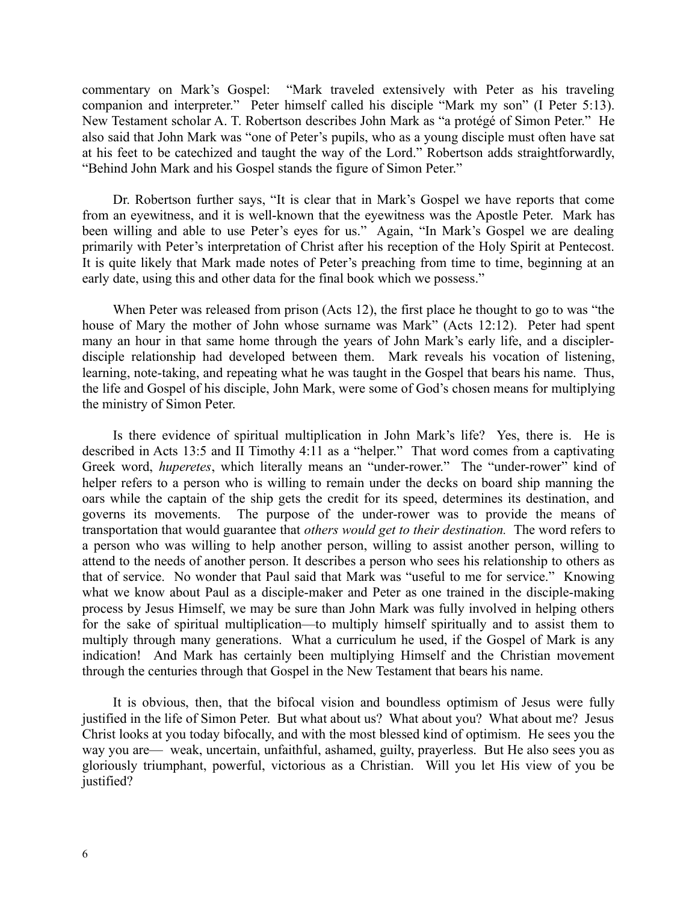commentary on Mark's Gospel: "Mark traveled extensively with Peter as his traveling companion and interpreter." Peter himself called his disciple "Mark my son" (I Peter 5:13). New Testament scholar A. T. Robertson describes John Mark as "a protégé of Simon Peter." He also said that John Mark was "one of Peter's pupils, who as a young disciple must often have sat at his feet to be catechized and taught the way of the Lord." Robertson adds straightforwardly, "Behind John Mark and his Gospel stands the figure of Simon Peter."

Dr. Robertson further says, "It is clear that in Mark's Gospel we have reports that come from an eyewitness, and it is well-known that the eyewitness was the Apostle Peter. Mark has been willing and able to use Peter's eyes for us." Again, "In Mark's Gospel we are dealing primarily with Peter's interpretation of Christ after his reception of the Holy Spirit at Pentecost. It is quite likely that Mark made notes of Peter's preaching from time to time, beginning at an early date, using this and other data for the final book which we possess."

When Peter was released from prison (Acts 12), the first place he thought to go to was "the house of Mary the mother of John whose surname was Mark" (Acts 12:12). Peter had spent many an hour in that same home through the years of John Mark's early life, and a discipler-disciple relationship had developed between them. Mark reveals his vocation of listening, learning, note-taking, and repeating what he was taught in the Gospel that bears his name. Thus, the life and Gospel of his disciple, John Mark, were some of God's chosen means for multiplying the ministry of Simon Peter.

Is there evidence of spiritual multiplication in John Mark's life? Yes, there is. He is described in Acts 13:5 and II Timothy 4:11 as a "helper." That word comes from a captivating Greek word, *huperetes*, which literally means an "under-rower." The "under-rower" kind of helper refers to a person who is willing to remain under the decks on board ship manning the oars while the captain of the ship gets the credit for its speed, determines its destination, and governs its movements. The purpose of the under-rower was to provide the means of transportation that would guarantee that *others would get to their destination.* The word refers to a person who was willing to help another person, willing to assist another person, willing to attend to the needs of another person. It describes a person who sees his relationship to others as that of service. No wonder that Paul said that Mark was "useful to me for service." Knowing what we know about Paul as a disciple-maker and Peter as one trained in the disciple-making process by Jesus Himself, we may be sure than John Mark was fully involved in helping others for the sake of spiritual multiplication—to multiply himself spiritually and to assist them to multiply through many generations. What a curriculum he used, if the Gospel of Mark is any indication! And Mark has certainly been multiplying Himself and the Christian movement through the centuries through that Gospel in the New Testament that bears his name.

It is obvious, then, that the bifocal vision and boundless optimism of Jesus were fully justified in the life of Simon Peter. But what about us? What about you? What about me? Jesus Christ looks at you today bifocally, and with the most blessed kind of optimism. He sees you the way you are— weak, uncertain, unfaithful, ashamed, guilty, prayerless. But He also sees you as gloriously triumphant, powerful, victorious as a Christian. Will you let His view of you be justified?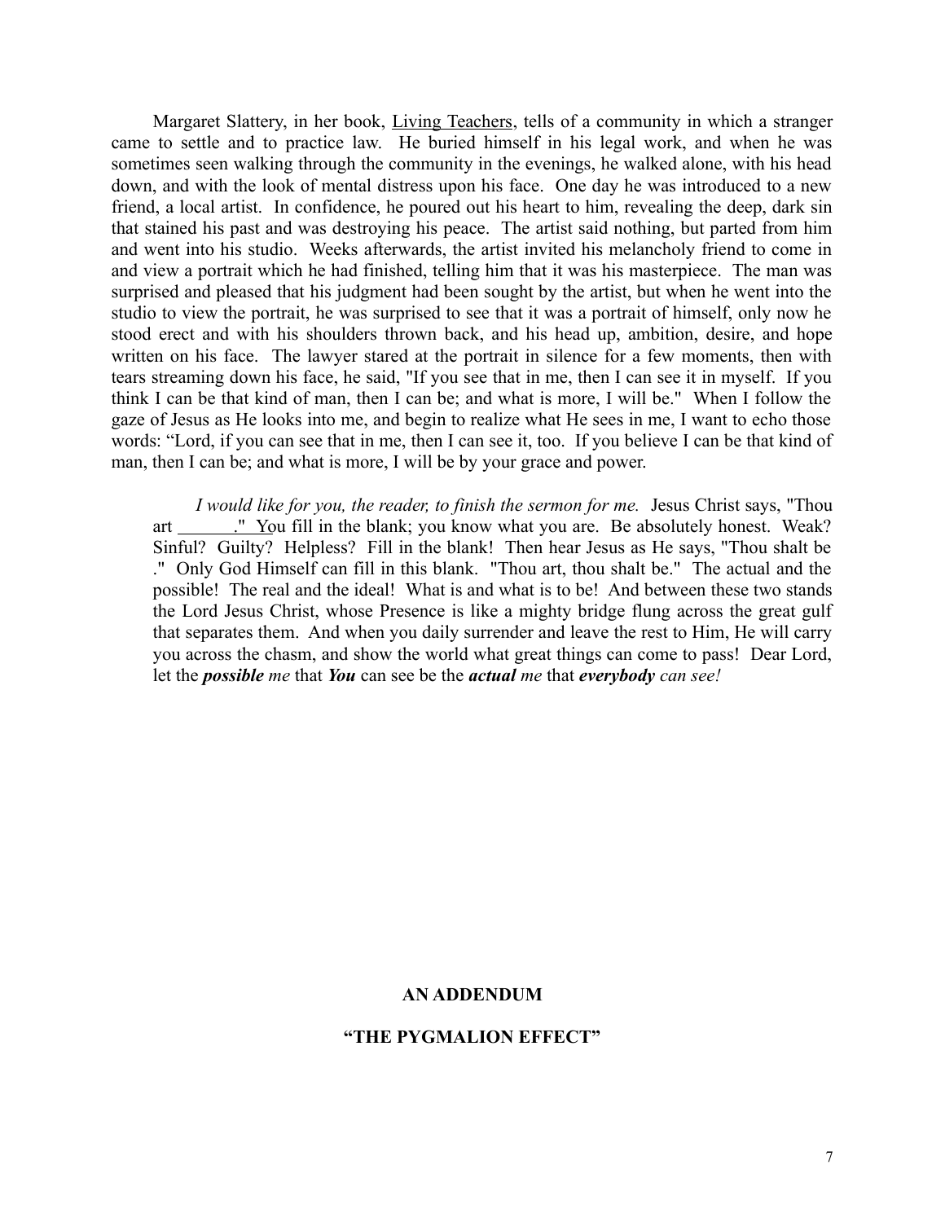Margaret Slattery, in her book, Living Teachers, tells of a community in which a stranger came to settle and to practice law. He buried himself in his legal work, and when he was sometimes seen walking through the community in the evenings, he walked alone, with his head down, and with the look of mental distress upon his face. One day he was introduced to a new friend, a local artist. In confidence, he poured out his heart to him, revealing the deep, dark sin that stained his past and was destroying his peace. The artist said nothing, but parted from him and went into his studio. Weeks afterwards, the artist invited his melancholy friend to come in and view a portrait which he had finished, telling him that it was his masterpiece. The man was surprised and pleased that his judgment had been sought by the artist, but when he went into the studio to view the portrait, he was surprised to see that it was a portrait of himself, only now he stood erect and with his shoulders thrown back, and his head up, ambition, desire, and hope written on his face. The lawyer stared at the portrait in silence for a few moments, then with tears streaming down his face, he said, "If you see that in me, then I can see it in myself. If you think I can be that kind of man, then I can be; and what is more, I will be." When I follow the gaze of Jesus as He looks into me, and begin to realize what He sees in me, I want to echo those words: "Lord, if you can see that in me, then I can see it, too. If you believe I can be that kind of man, then I can be; and what is more, I will be by your grace and power.

*I would like for you, the reader, to finish the sermon for me.* Jesus Christ says, "Thou art \_\_\_\_\_\_\_." You fill in the blank; you know what you are. Be absolutely honest. Weak? Sinful? Guilty? Helpless? Fill in the blank! Then hear Jesus as He says, "Thou shalt be ." Only God Himself can fill in this blank. "Thou art, thou shalt be." The actual and the possible! The real and the ideal! What is and what is to be! And between these two stands the Lord Jesus Christ, whose Presence is like a mighty bridge flung across the great gulf that separates them. And when you daily surrender and leave the rest to Him, He will carry you across the chasm, and show the world what great things can come to pass! Dear Lord, let the ***possible*** *me* that ***You*** can see be the ***actual*** *me* that ***everybody*** *can see!*

**AN ADDENDUM**

**"THE PYGMALION EFFECT"**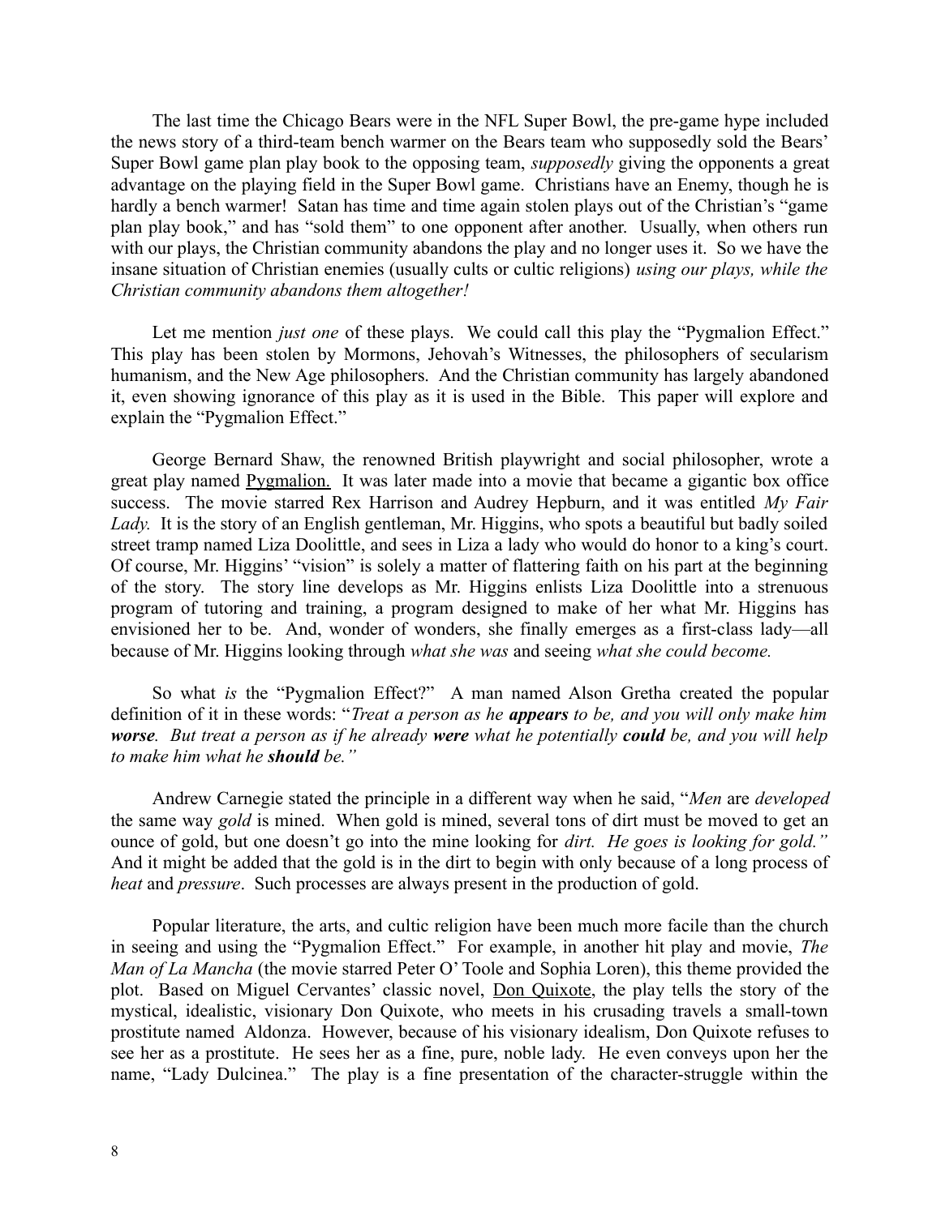The last time the Chicago Bears were in the NFL Super Bowl, the pre-game hype included the news story of a third-team bench warmer on the Bears team who supposedly sold the Bears' Super Bowl game plan play book to the opposing team, *supposedly* giving the opponents a great advantage on the playing field in the Super Bowl game. Christians have an Enemy, though he is hardly a bench warmer! Satan has time and time again stolen plays out of the Christian's "game plan play book," and has "sold them" to one opponent after another. Usually, when others run with our plays, the Christian community abandons the play and no longer uses it. So we have the insane situation of Christian enemies (usually cults or cultic religions) *using our plays, while the Christian community abandons them altogether!*

Let me mention *just one* of these plays. We could call this play the "Pygmalion Effect." This play has been stolen by Mormons, Jehovah's Witnesses, the philosophers of secularism humanism, and the New Age philosophers. And the Christian community has largely abandoned it, even showing ignorance of this play as it is used in the Bible. This paper will explore and explain the "Pygmalion Effect."

George Bernard Shaw, the renowned British playwright and social philosopher, wrote a great play named Pygmalion. It was later made into a movie that became a gigantic box office success. The movie starred Rex Harrison and Audrey Hepburn, and it was entitled *My Fair Lady.* It is the story of an English gentleman, Mr. Higgins, who spots a beautiful but badly soiled street tramp named Liza Doolittle, and sees in Liza a lady who would do honor to a king's court. Of course, Mr. Higgins' "vision" is solely a matter of flattering faith on his part at the beginning of the story. The story line develops as Mr. Higgins enlists Liza Doolittle into a strenuous program of tutoring and training, a program designed to make of her what Mr. Higgins has envisioned her to be. And, wonder of wonders, she finally emerges as a first-class lady—all because of Mr. Higgins looking through *what she was* and seeing *what she could become.*

So what *is* the "Pygmalion Effect?" A man named Alson Gretha created the popular definition of it in these words: "*Treat a person as he* ***appears*** *to be, and you will only make him* ***worse****. But treat a person as if he already* ***were*** *what he potentially* ***could*** *be, and you will help to make him what he* ***should*** *be."*

Andrew Carnegie stated the principle in a different way when he said, "*Men* are *developed* the same way *gold* is mined. When gold is mined, several tons of dirt must be moved to get an ounce of gold, but one doesn't go into the mine looking for *dirt. He goes is looking for gold."* And it might be added that the gold is in the dirt to begin with only because of a long process of *heat* and *pressure*. Such processes are always present in the production of gold.

Popular literature, the arts, and cultic religion have been much more facile than the church in seeing and using the "Pygmalion Effect." For example, in another hit play and movie, *The Man of La Mancha* (the movie starred Peter O' Toole and Sophia Loren), this theme provided the plot. Based on Miguel Cervantes' classic novel, Don Quixote, the play tells the story of the mystical, idealistic, visionary Don Quixote, who meets in his crusading travels a small-town prostitute named Aldonza. However, because of his visionary idealism, Don Quixote refuses to see her as a prostitute. He sees her as a fine, pure, noble lady. He even conveys upon her the name, "Lady Dulcinea." The play is a fine presentation of the character-struggle within the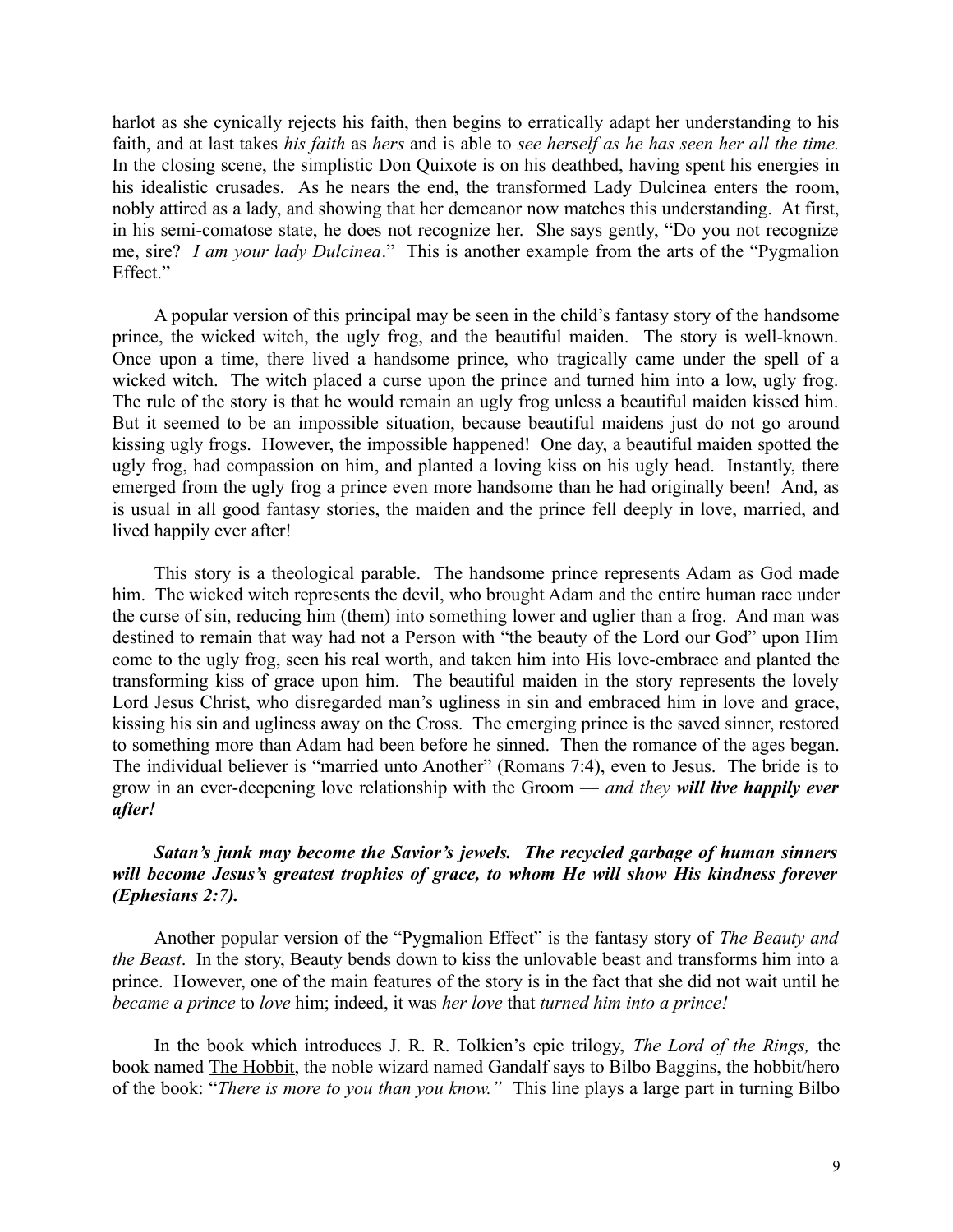harlot as she cynically rejects his faith, then begins to erratically adapt her understanding to his faith, and at last takes *his faith* as *hers* and is able to *see herself as he has seen her all the time.* In the closing scene, the simplistic Don Quixote is on his deathbed, having spent his energies in his idealistic crusades. As he nears the end, the transformed Lady Dulcinea enters the room, nobly attired as a lady, and showing that her demeanor now matches this understanding. At first, in his semi-comatose state, he does not recognize her. She says gently, "Do you not recognize me, sire? *I am your lady Dulcinea*." This is another example from the arts of the "Pygmalion Effect."

A popular version of this principal may be seen in the child's fantasy story of the handsome prince, the wicked witch, the ugly frog, and the beautiful maiden. The story is well-known. Once upon a time, there lived a handsome prince, who tragically came under the spell of a wicked witch. The witch placed a curse upon the prince and turned him into a low, ugly frog. The rule of the story is that he would remain an ugly frog unless a beautiful maiden kissed him. But it seemed to be an impossible situation, because beautiful maidens just do not go around kissing ugly frogs. However, the impossible happened! One day, a beautiful maiden spotted the ugly frog, had compassion on him, and planted a loving kiss on his ugly head. Instantly, there emerged from the ugly frog a prince even more handsome than he had originally been! And, as is usual in all good fantasy stories, the maiden and the prince fell deeply in love, married, and lived happily ever after!

This story is a theological parable. The handsome prince represents Adam as God made him. The wicked witch represents the devil, who brought Adam and the entire human race under the curse of sin, reducing him (them) into something lower and uglier than a frog. And man was destined to remain that way had not a Person with "the beauty of the Lord our God" upon Him come to the ugly frog, seen his real worth, and taken him into His love-embrace and planted the transforming kiss of grace upon him. The beautiful maiden in the story represents the lovely Lord Jesus Christ, who disregarded man's ugliness in sin and embraced him in love and grace, kissing his sin and ugliness away on the Cross. The emerging prince is the saved sinner, restored to something more than Adam had been before he sinned. Then the romance of the ages began. The individual believer is "married unto Another" (Romans 7:4), even to Jesus. The bride is to grow in an ever-deepening love relationship with the Groom — *and they **will live happily ever after!***

***Satan's junk may become the Savior's jewels. The recycled garbage of human sinners will become Jesus's greatest trophies of grace, to whom He will show His kindness forever (Ephesians 2:7).***

Another popular version of the "Pygmalion Effect" is the fantasy story of *The Beauty and the Beast*. In the story, Beauty bends down to kiss the unlovable beast and transforms him into a prince. However, one of the main features of the story is in the fact that she did not wait until he *became a prince* to *love* him; indeed, it was *her love* that *turned him into a prince!*

In the book which introduces J. R. R. Tolkien's epic trilogy, *The Lord of the Rings,* the book named The Hobbit, the noble wizard named Gandalf says to Bilbo Baggins, the hobbit/hero of the book: "*There is more to you than you know.*" This line plays a large part in turning Bilbo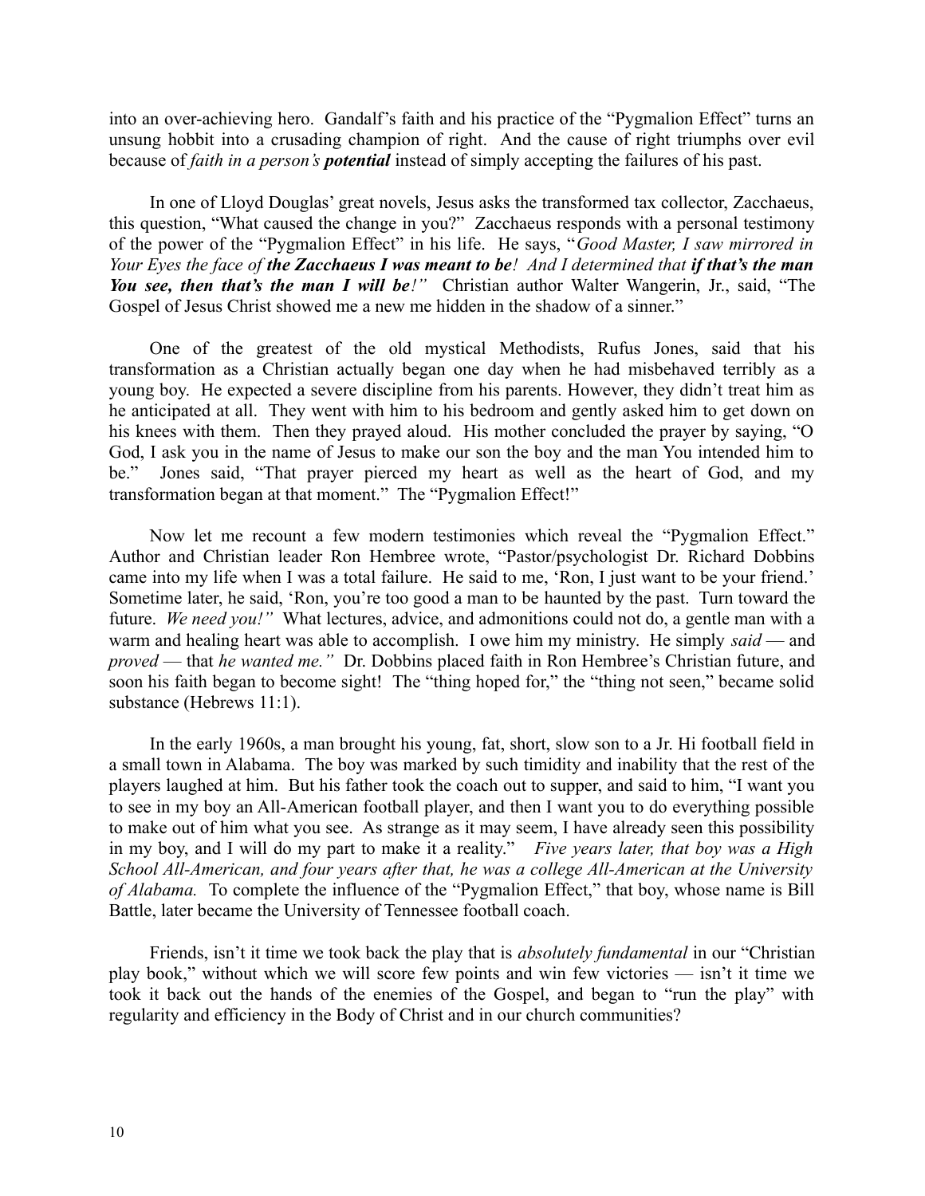into an over-achieving hero. Gandalf's faith and his practice of the "Pygmalion Effect" turns an unsung hobbit into a crusading champion of right. And the cause of right triumphs over evil because of *faith in a person's* ***potential*** instead of simply accepting the failures of his past.

In one of Lloyd Douglas' great novels, Jesus asks the transformed tax collector, Zacchaeus, this question, "What caused the change in you?" Zacchaeus responds with a personal testimony of the power of the "Pygmalion Effect" in his life. He says, "*Good Master, I saw mirrored in Your Eyes the face of* ***the Zacchaeus I was meant to be****! And I determined that* ***if that's the man You see, then that's the man I will be****!"* Christian author Walter Wangerin, Jr., said, "The Gospel of Jesus Christ showed me a new me hidden in the shadow of a sinner."

One of the greatest of the old mystical Methodists, Rufus Jones, said that his transformation as a Christian actually began one day when he had misbehaved terribly as a young boy. He expected a severe discipline from his parents. However, they didn't treat him as he anticipated at all. They went with him to his bedroom and gently asked him to get down on his knees with them. Then they prayed aloud. His mother concluded the prayer by saying, "O God, I ask you in the name of Jesus to make our son the boy and the man You intended him to be." Jones said, "That prayer pierced my heart as well as the heart of God, and my transformation began at that moment." The "Pygmalion Effect!"

Now let me recount a few modern testimonies which reveal the "Pygmalion Effect." Author and Christian leader Ron Hembree wrote, "Pastor/psychologist Dr. Richard Dobbins came into my life when I was a total failure. He said to me, 'Ron, I just want to be your friend.' Sometime later, he said, 'Ron, you're too good a man to be haunted by the past. Turn toward the future. *We need you!"* What lectures, advice, and admonitions could not do, a gentle man with a warm and healing heart was able to accomplish. I owe him my ministry. He simply *said* — and *proved* — that *he wanted me."* Dr. Dobbins placed faith in Ron Hembree's Christian future, and soon his faith began to become sight! The "thing hoped for," the "thing not seen," became solid substance (Hebrews 11:1).

In the early 1960s, a man brought his young, fat, short, slow son to a Jr. Hi football field in a small town in Alabama. The boy was marked by such timidity and inability that the rest of the players laughed at him. But his father took the coach out to supper, and said to him, "I want you to see in my boy an All-American football player, and then I want you to do everything possible to make out of him what you see. As strange as it may seem, I have already seen this possibility in my boy, and I will do my part to make it a reality." *Five years later, that boy was a High School All-American, and four years after that, he was a college All-American at the University of Alabama.* To complete the influence of the "Pygmalion Effect," that boy, whose name is Bill Battle, later became the University of Tennessee football coach.

Friends, isn't it time we took back the play that is *absolutely fundamental* in our "Christian play book," without which we will score few points and win few victories — isn't it time we took it back out the hands of the enemies of the Gospel, and began to "run the play" with regularity and efficiency in the Body of Christ and in our church communities?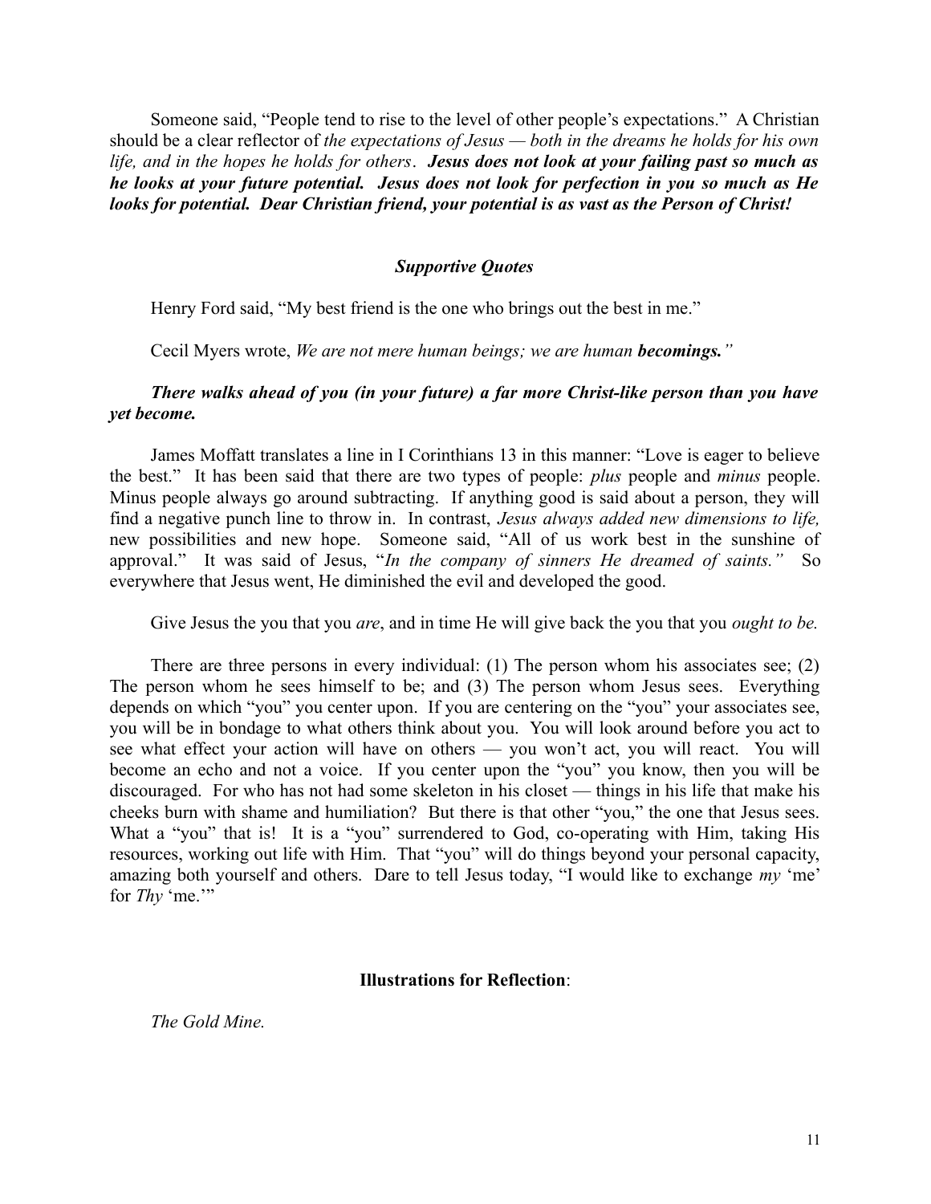Someone said, "People tend to rise to the level of other people's expectations." A Christian should be a clear reflector of *the expectations of Jesus — both in the dreams he holds for his own life, and in the hopes he holds for others*. ***Jesus does not look at your failing past so much as he looks at your future potential. Jesus does not look for perfection in you so much as He looks for potential. Dear Christian friend, your potential is as vast as the Person of Christ!***

### *Supportive Quotes*

Henry Ford said, "My best friend is the one who brings out the best in me."

Cecil Myers wrote, *We are not mere human beings; we are human* ***becomings."***

***There walks ahead of you (in your future) a far more Christ-like person than you have yet become.***

James Moffatt translates a line in I Corinthians 13 in this manner: "Love is eager to believe the best." It has been said that there are two types of people: *plus* people and *minus* people. Minus people always go around subtracting. If anything good is said about a person, they will find a negative punch line to throw in. In contrast, *Jesus always added new dimensions to life,* new possibilities and new hope. Someone said, "All of us work best in the sunshine of approval." It was said of Jesus, "*In the company of sinners He dreamed of saints."* So everywhere that Jesus went, He diminished the evil and developed the good.

Give Jesus the you that you *are*, and in time He will give back the you that you *ought to be.*

There are three persons in every individual: (1) The person whom his associates see; (2) The person whom he sees himself to be; and (3) The person whom Jesus sees. Everything depends on which "you" you center upon. If you are centering on the "you" your associates see, you will be in bondage to what others think about you. You will look around before you act to see what effect your action will have on others — you won't act, you will react. You will become an echo and not a voice. If you center upon the "you" you know, then you will be discouraged. For who has not had some skeleton in his closet — things in his life that make his cheeks burn with shame and humiliation? But there is that other "you," the one that Jesus sees. What a "you" that is! It is a "you" surrendered to God, co-operating with Him, taking His resources, working out life with Him. That "you" will do things beyond your personal capacity, amazing both yourself and others. Dare to tell Jesus today, "I would like to exchange *my* 'me' for *Thy* 'me.'"

### **Illustrations for Reflection**:

*The Gold Mine.*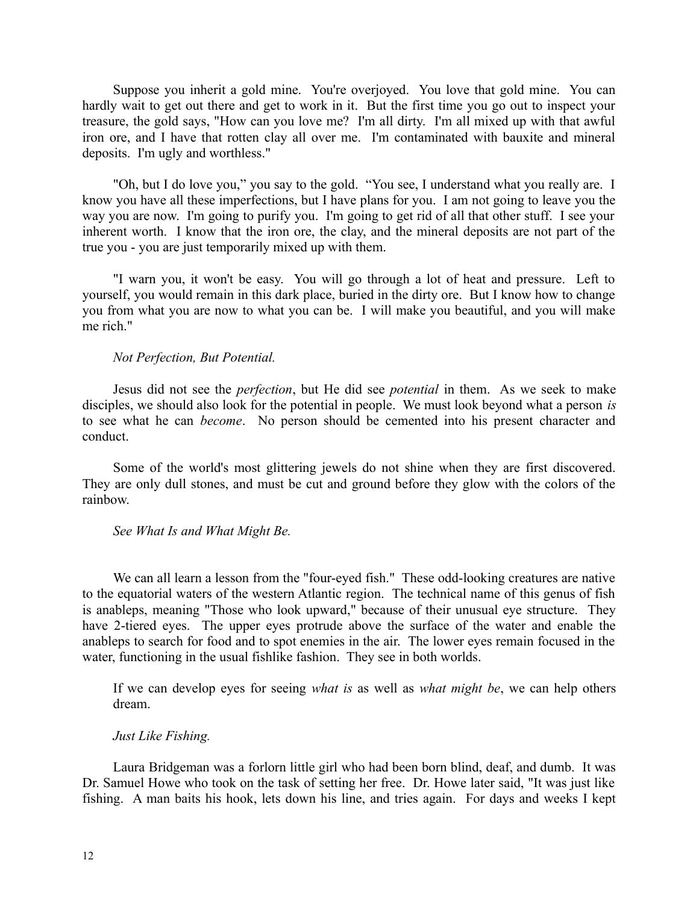Suppose you inherit a gold mine. You're overjoyed. You love that gold mine. You can hardly wait to get out there and get to work in it. But the first time you go out to inspect your treasure, the gold says, "How can you love me? I'm all dirty. I'm all mixed up with that awful iron ore, and I have that rotten clay all over me. I'm contaminated with bauxite and mineral deposits. I'm ugly and worthless."

"Oh, but I do love you," you say to the gold. "You see, I understand what you really are. I know you have all these imperfections, but I have plans for you. I am not going to leave you the way you are now. I'm going to purify you. I'm going to get rid of all that other stuff. I see your inherent worth. I know that the iron ore, the clay, and the mineral deposits are not part of the true you - you are just temporarily mixed up with them.

"I warn you, it won't be easy. You will go through a lot of heat and pressure. Left to yourself, you would remain in this dark place, buried in the dirty ore. But I know how to change you from what you are now to what you can be. I will make you beautiful, and you will make me rich."

*Not Perfection, But Potential.*

Jesus did not see the *perfection*, but He did see *potential* in them. As we seek to make disciples, we should also look for the potential in people. We must look beyond what a person *is* to see what he can *become*. No person should be cemented into his present character and conduct.

Some of the world's most glittering jewels do not shine when they are first discovered. They are only dull stones, and must be cut and ground before they glow with the colors of the rainbow.

*See What Is and What Might Be.*

We can all learn a lesson from the "four-eyed fish." These odd-looking creatures are native to the equatorial waters of the western Atlantic region. The technical name of this genus of fish is anableps, meaning "Those who look upward," because of their unusual eye structure. They have 2-tiered eyes. The upper eyes protrude above the surface of the water and enable the anableps to search for food and to spot enemies in the air. The lower eyes remain focused in the water, functioning in the usual fishlike fashion. They see in both worlds.

> If we can develop eyes for seeing *what is* as well as *what might be*, we can help others dream.

*Just Like Fishing.*

Laura Bridgeman was a forlorn little girl who had been born blind, deaf, and dumb. It was Dr. Samuel Howe who took on the task of setting her free. Dr. Howe later said, "It was just like fishing. A man baits his hook, lets down his line, and tries again. For days and weeks I kept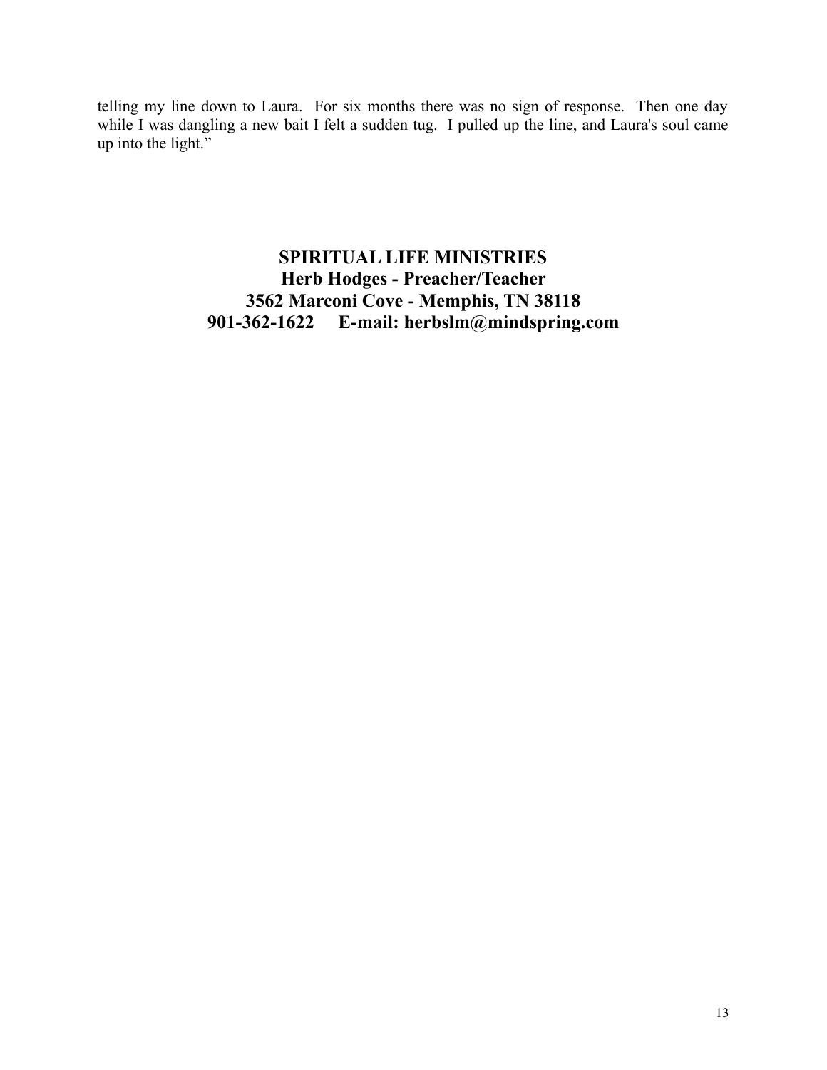telling my line down to Laura. For six months there was no sign of response. Then one day while I was dangling a new bait I felt a sudden tug. I pulled up the line, and Laura's soul came up into the light."

**SPIRITUAL LIFE MINISTRIES**
**Herb Hodges - Preacher/Teacher**
**3562 Marconi Cove - Memphis, TN 38118**
**901-362-1622 E-mail: herbslm@mindspring.com**